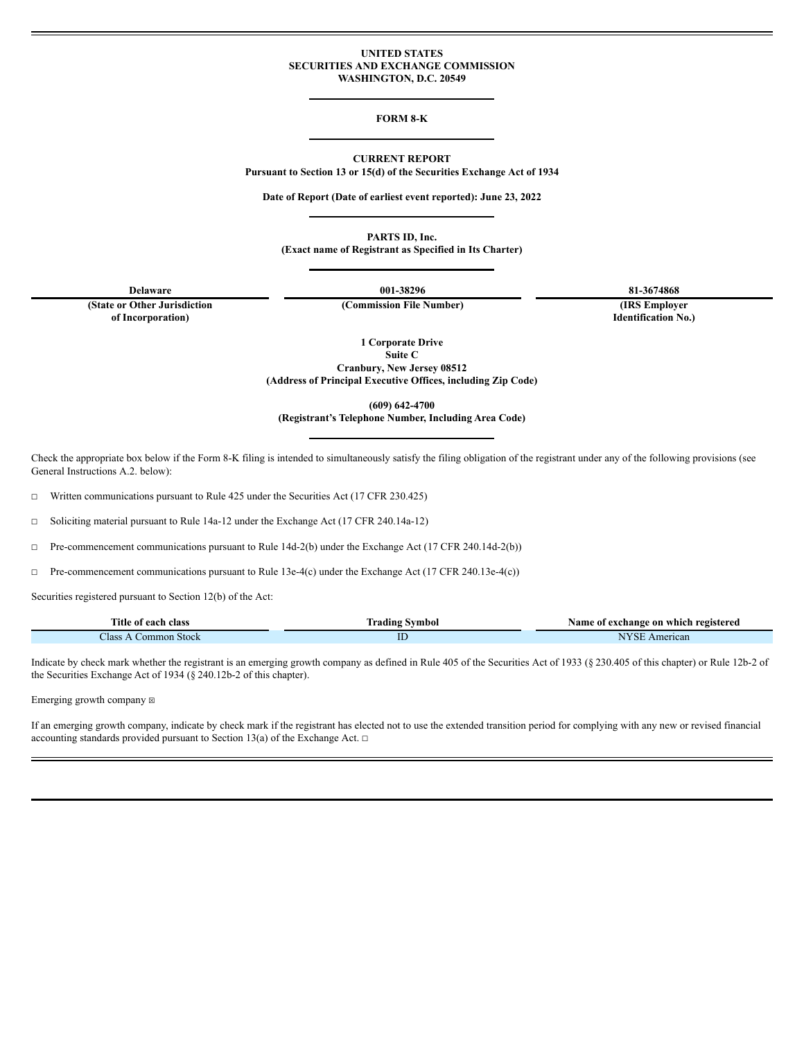**UNITED STATES**
**SECURITIES AND EXCHANGE COMMISSION**
**WASHINGTON, D.C. 20549**

---

# FORM 8-K

---

**CURRENT REPORT**
**Pursuant to Section 13 or 15(d) of the Securities Exchange Act of 1934**

**Date of Report (Date of earliest event reported): June 23, 2022**

---

**PARTS ID, Inc.**
**(Exact name of Registrant as Specified in Its Charter)**

---

| Delaware | 001-38296 | 81-3674868 |
|---|---|---|
| (State or Other Jurisdiction of Incorporation) | (Commission File Number) | (IRS Employer Identification No.) |

**1 Corporate Drive**
**Suite C**
**Cranbury, New Jersey 08512**
**(Address of Principal Executive Offices, including Zip Code)**

**(609) 642-4700**
**(Registrant's Telephone Number, Including Area Code)**

---

Check the appropriate box below if the Form 8-K filing is intended to simultaneously satisfy the filing obligation of the registrant under any of the following provisions (see General Instructions A.2. below):

☐ Written communications pursuant to Rule 425 under the Securities Act (17 CFR 230.425)

☐ Soliciting material pursuant to Rule 14a-12 under the Exchange Act (17 CFR 240.14a-12)

☐ Pre-commencement communications pursuant to Rule 14d-2(b) under the Exchange Act (17 CFR 240.14d-2(b))

☐ Pre-commencement communications pursuant to Rule 13e-4(c) under the Exchange Act (17 CFR 240.13e-4(c))

Securities registered pursuant to Section 12(b) of the Act:

| Title of each class | Trading Symbol | Name of exchange on which registered |
|---|---|---|
| Class A Common Stock | ID | NYSE American |

Indicate by check mark whether the registrant is an emerging growth company as defined in Rule 405 of the Securities Act of 1933 (§ 230.405 of this chapter) or Rule 12b-2 of the Securities Exchange Act of 1934 (§ 240.12b-2 of this chapter).

Emerging growth company ☒

If an emerging growth company, indicate by check mark if the registrant has elected not to use the extended transition period for complying with any new or revised financial accounting standards provided pursuant to Section 13(a) of the Exchange Act. ☐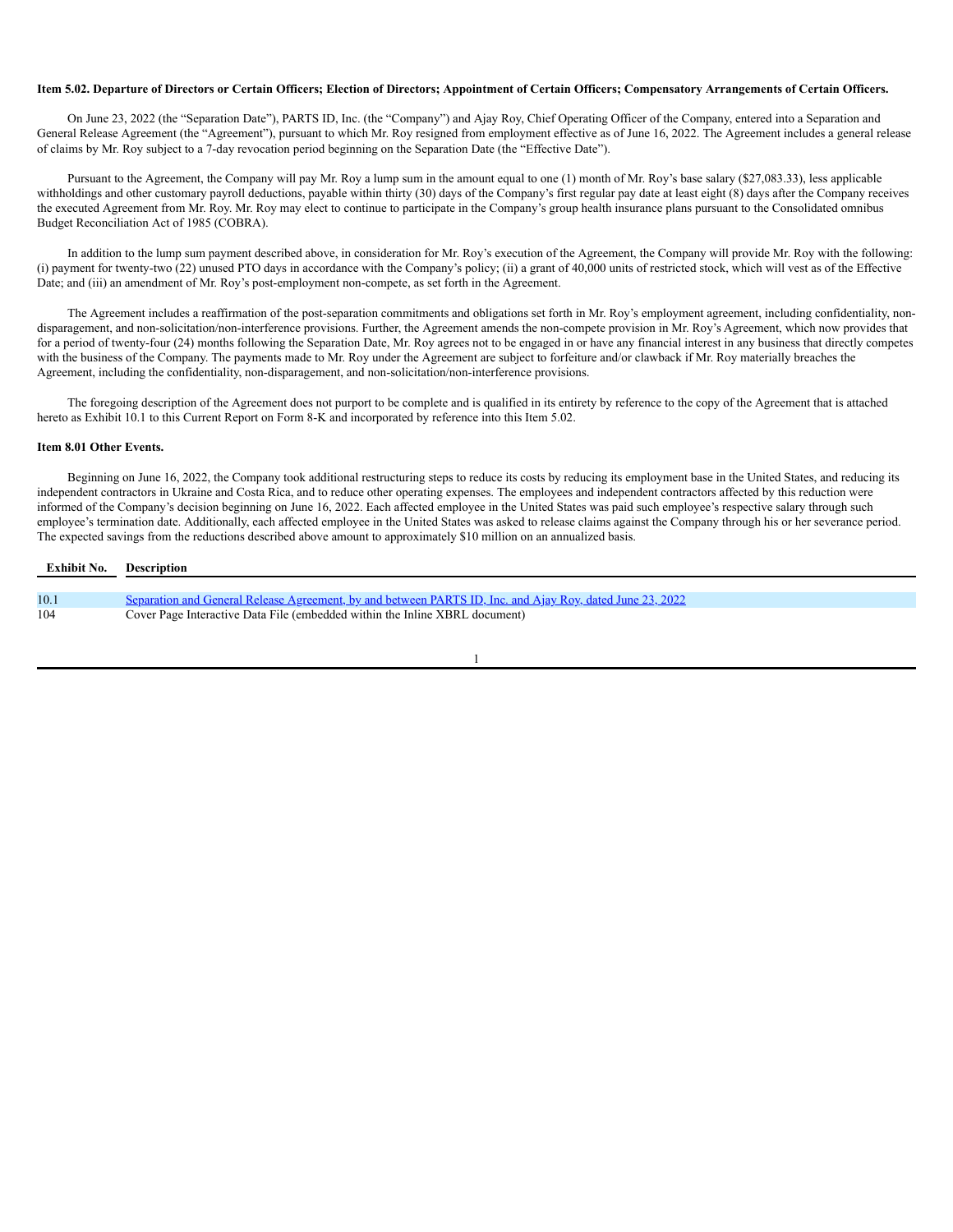**Item 5.02. Departure of Directors or Certain Officers; Election of Directors; Appointment of Certain Officers; Compensatory Arrangements of Certain Officers.**

On June 23, 2022 (the "Separation Date"), PARTS ID, Inc. (the "Company") and Ajay Roy, Chief Operating Officer of the Company, entered into a Separation and General Release Agreement (the "Agreement"), pursuant to which Mr. Roy resigned from employment effective as of June 16, 2022. The Agreement includes a general release of claims by Mr. Roy subject to a 7-day revocation period beginning on the Separation Date (the "Effective Date").

Pursuant to the Agreement, the Company will pay Mr. Roy a lump sum in the amount equal to one (1) month of Mr. Roy's base salary ($27,083.33), less applicable withholdings and other customary payroll deductions, payable within thirty (30) days of the Company's first regular pay date at least eight (8) days after the Company receives the executed Agreement from Mr. Roy. Mr. Roy may elect to continue to participate in the Company's group health insurance plans pursuant to the Consolidated omnibus Budget Reconciliation Act of 1985 (COBRA).

In addition to the lump sum payment described above, in consideration for Mr. Roy's execution of the Agreement, the Company will provide Mr. Roy with the following: (i) payment for twenty-two (22) unused PTO days in accordance with the Company's policy; (ii) a grant of 40,000 units of restricted stock, which will vest as of the Effective Date; and (iii) an amendment of Mr. Roy's post-employment non-compete, as set forth in the Agreement.

The Agreement includes a reaffirmation of the post-separation commitments and obligations set forth in Mr. Roy's employment agreement, including confidentiality, non-disparagement, and non-solicitation/non-interference provisions. Further, the Agreement amends the non-compete provision in Mr. Roy's Agreement, which now provides that for a period of twenty-four (24) months following the Separation Date, Mr. Roy agrees not to be engaged in or have any financial interest in any business that directly competes with the business of the Company. The payments made to Mr. Roy under the Agreement are subject to forfeiture and/or clawback if Mr. Roy materially breaches the Agreement, including the confidentiality, non-disparagement, and non-solicitation/non-interference provisions.

The foregoing description of the Agreement does not purport to be complete and is qualified in its entirety by reference to the copy of the Agreement that is attached hereto as Exhibit 10.1 to this Current Report on Form 8-K and incorporated by reference into this Item 5.02.

**Item 8.01 Other Events.**

Beginning on June 16, 2022, the Company took additional restructuring steps to reduce its costs by reducing its employment base in the United States, and reducing its independent contractors in Ukraine and Costa Rica, and to reduce other operating expenses. The employees and independent contractors affected by this reduction were informed of the Company's decision beginning on June 16, 2022. Each affected employee in the United States was paid such employee's respective salary through such employee's termination date. Additionally, each affected employee in the United States was asked to release claims against the Company through his or her severance period. The expected savings from the reductions described above amount to approximately $10 million on an annualized basis.

| Exhibit No. | Description |
|---|---|
| 10.1 | Separation and General Release Agreement, by and between PARTS ID, Inc. and Ajay Roy, dated June 23, 2022 |
| 104 | Cover Page Interactive Data File (embedded within the Inline XBRL document) |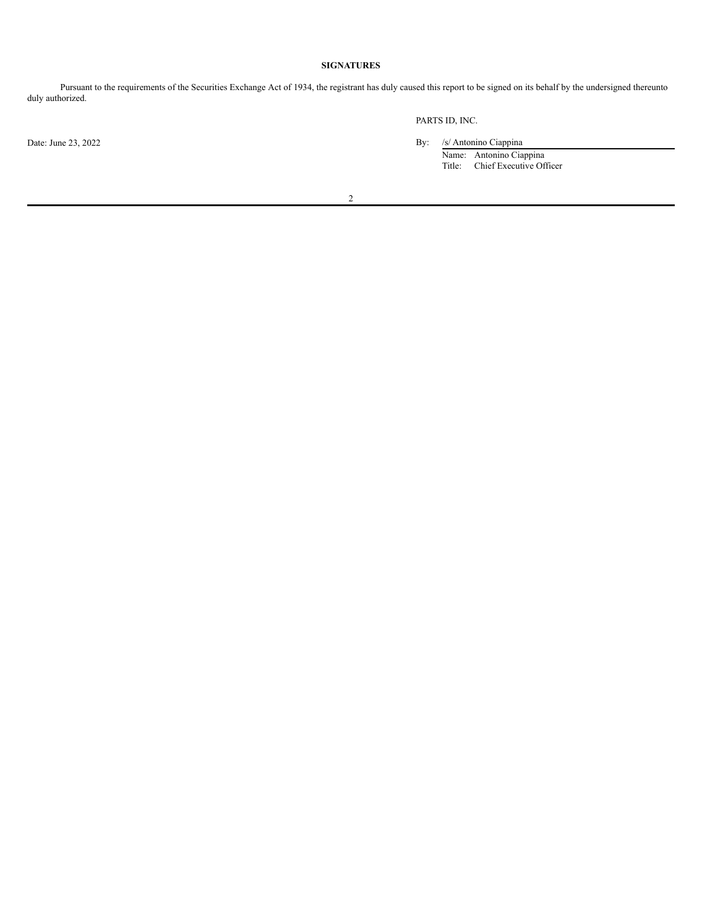**SIGNATURES**

Pursuant to the requirements of the Securities Exchange Act of 1934, the registrant has duly caused this report to be signed on its behalf by the undersigned thereunto duly authorized.

PARTS ID, INC.

Date: June 23, 2022

By: /s/ Antonino Ciappina

Name: Antonino Ciappina

Title: Chief Executive Officer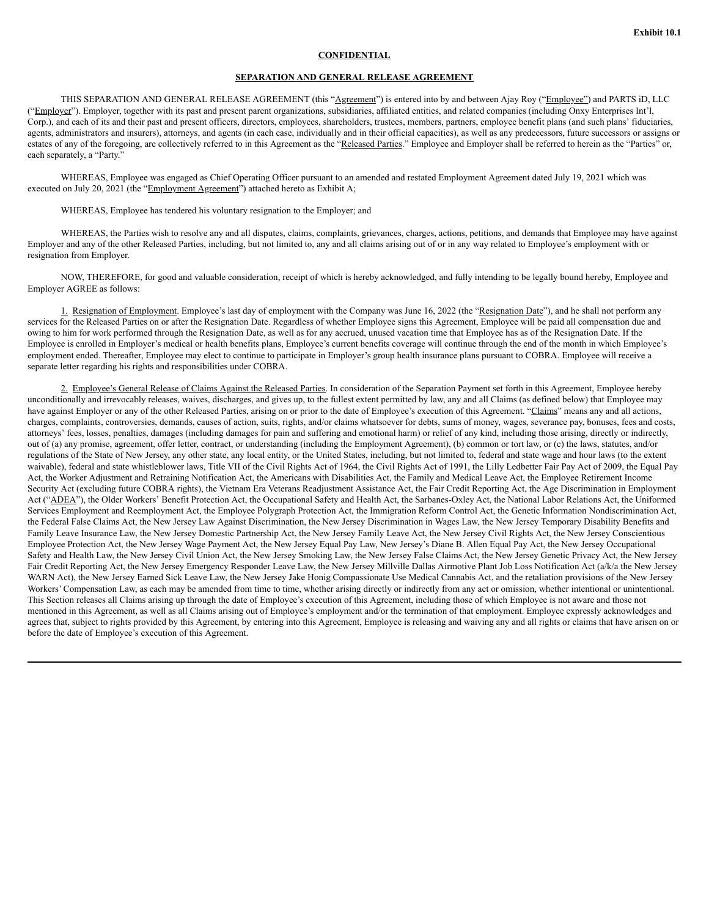**Exhibit 10.1**

**CONFIDENTIAL**

**SEPARATION AND GENERAL RELEASE AGREEMENT**

THIS SEPARATION AND GENERAL RELEASE AGREEMENT (this "Agreement") is entered into by and between Ajay Roy ("Employee") and PARTS iD, LLC ("Employer"). Employer, together with its past and present parent organizations, subsidiaries, affiliated entities, and related companies (including Onxy Enterprises Int'l, Corp.), and each of its and their past and present officers, directors, employees, shareholders, trustees, members, partners, employee benefit plans (and such plans' fiduciaries, agents, administrators and insurers), attorneys, and agents (in each case, individually and in their official capacities), as well as any predecessors, future successors or assigns or estates of any of the foregoing, are collectively referred to in this Agreement as the "Released Parties." Employee and Employer shall be referred to herein as the "Parties" or, each separately, a "Party."

WHEREAS, Employee was engaged as Chief Operating Officer pursuant to an amended and restated Employment Agreement dated July 19, 2021 which was executed on July 20, 2021 (the "Employment Agreement") attached hereto as Exhibit A;

WHEREAS, Employee has tendered his voluntary resignation to the Employer; and

WHEREAS, the Parties wish to resolve any and all disputes, claims, complaints, grievances, charges, actions, petitions, and demands that Employee may have against Employer and any of the other Released Parties, including, but not limited to, any and all claims arising out of or in any way related to Employee's employment with or resignation from Employer.

NOW, THEREFORE, for good and valuable consideration, receipt of which is hereby acknowledged, and fully intending to be legally bound hereby, Employee and Employer AGREE as follows:

1. Resignation of Employment. Employee's last day of employment with the Company was June 16, 2022 (the "Resignation Date"), and he shall not perform any services for the Released Parties on or after the Resignation Date. Regardless of whether Employee signs this Agreement, Employee will be paid all compensation due and owing to him for work performed through the Resignation Date, as well as for any accrued, unused vacation time that Employee has as of the Resignation Date. If the Employee is enrolled in Employer's medical or health benefits plans, Employee's current benefits coverage will continue through the end of the month in which Employee's employment ended. Thereafter, Employee may elect to continue to participate in Employer's group health insurance plans pursuant to COBRA. Employee will receive a separate letter regarding his rights and responsibilities under COBRA.

2. Employee's General Release of Claims Against the Released Parties. In consideration of the Separation Payment set forth in this Agreement, Employee hereby unconditionally and irrevocably releases, waives, discharges, and gives up, to the fullest extent permitted by law, any and all Claims (as defined below) that Employee may have against Employer or any of the other Released Parties, arising on or prior to the date of Employee's execution of this Agreement. "Claims" means any and all actions, charges, complaints, controversies, demands, causes of action, suits, rights, and/or claims whatsoever for debts, sums of money, wages, severance pay, bonuses, fees and costs, attorneys' fees, losses, penalties, damages (including damages for pain and suffering and emotional harm) or relief of any kind, including those arising, directly or indirectly, out of (a) any promise, agreement, offer letter, contract, or understanding (including the Employment Agreement), (b) common or tort law, or (c) the laws, statutes, and/or regulations of the State of New Jersey, any other state, any local entity, or the United States, including, but not limited to, federal and state wage and hour laws (to the extent waivable), federal and state whistleblower laws, Title VII of the Civil Rights Act of 1964, the Civil Rights Act of 1991, the Lilly Ledbetter Fair Pay Act of 2009, the Equal Pay Act, the Worker Adjustment and Retraining Notification Act, the Americans with Disabilities Act, the Family and Medical Leave Act, the Employee Retirement Income Security Act (excluding future COBRA rights), the Vietnam Era Veterans Readjustment Assistance Act, the Fair Credit Reporting Act, the Age Discrimination in Employment Act ("ADEA"), the Older Workers' Benefit Protection Act, the Occupational Safety and Health Act, the Sarbanes-Oxley Act, the National Labor Relations Act, the Uniformed Services Employment and Reemployment Act, the Employee Polygraph Protection Act, the Immigration Reform Control Act, the Genetic Information Nondiscrimination Act, the Federal False Claims Act, the New Jersey Law Against Discrimination, the New Jersey Discrimination in Wages Law, the New Jersey Temporary Disability Benefits and Family Leave Insurance Law, the New Jersey Domestic Partnership Act, the New Jersey Family Leave Act, the New Jersey Civil Rights Act, the New Jersey Conscientious Employee Protection Act, the New Jersey Wage Payment Act, the New Jersey Equal Pay Law, New Jersey's Diane B. Allen Equal Pay Act, the New Jersey Occupational Safety and Health Law, the New Jersey Civil Union Act, the New Jersey Smoking Law, the New Jersey False Claims Act, the New Jersey Genetic Privacy Act, the New Jersey Fair Credit Reporting Act, the New Jersey Emergency Responder Leave Law, the New Jersey Millville Dallas Airmotive Plant Job Loss Notification Act (a/k/a the New Jersey WARN Act), the New Jersey Earned Sick Leave Law, the New Jersey Jake Honig Compassionate Use Medical Cannabis Act, and the retaliation provisions of the New Jersey Workers' Compensation Law, as each may be amended from time to time, whether arising directly or indirectly from any act or omission, whether intentional or unintentional. This Section releases all Claims arising up through the date of Employee's execution of this Agreement, including those of which Employee is not aware and those not mentioned in this Agreement, as well as all Claims arising out of Employee's employment and/or the termination of that employment. Employee expressly acknowledges and agrees that, subject to rights provided by this Agreement, by entering into this Agreement, Employee is releasing and waiving any and all rights or claims that have arisen on or before the date of Employee's execution of this Agreement.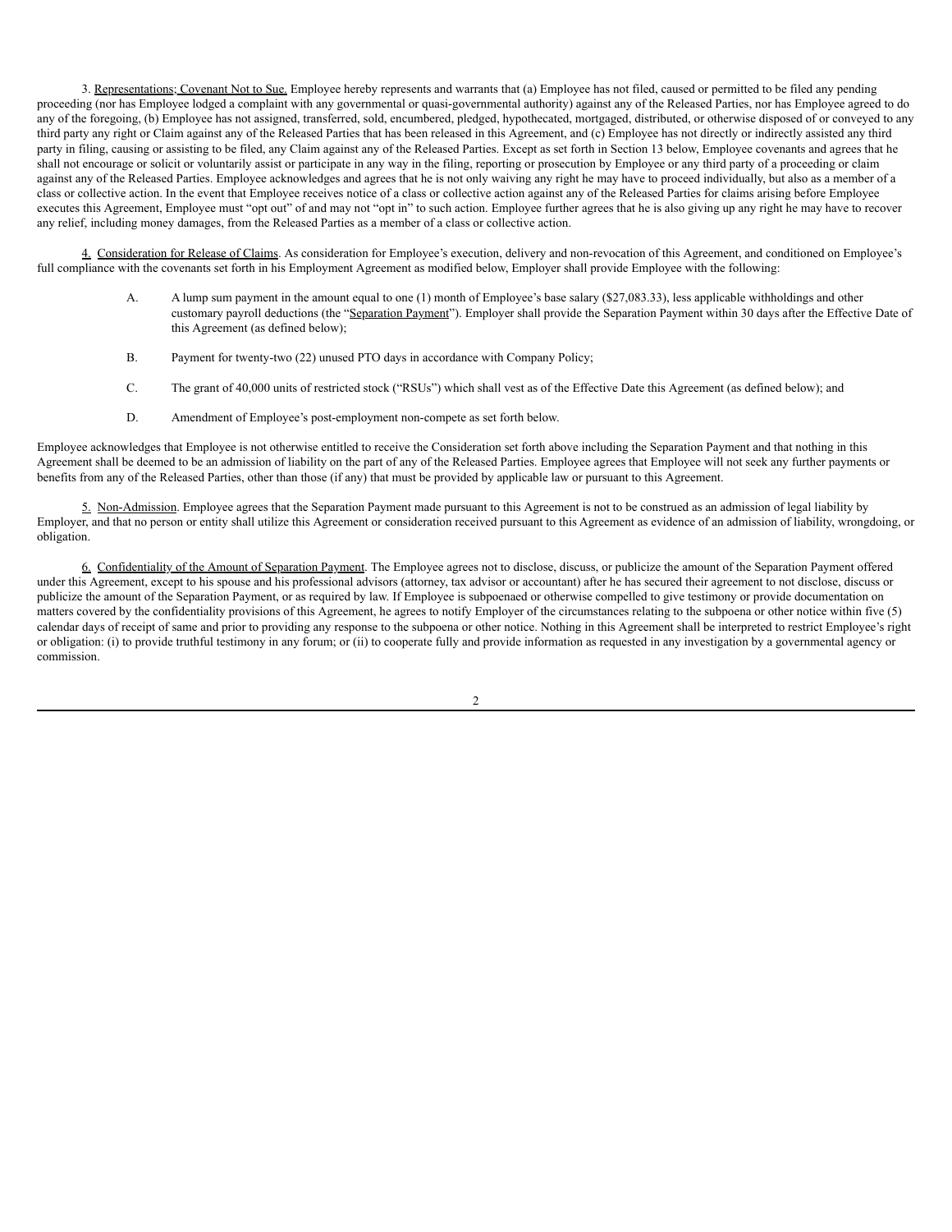3. Representations; Covenant Not to Sue. Employee hereby represents and warrants that (a) Employee has not filed, caused or permitted to be filed any pending proceeding (nor has Employee lodged a complaint with any governmental or quasi-governmental authority) against any of the Released Parties, nor has Employee agreed to do any of the foregoing, (b) Employee has not assigned, transferred, sold, encumbered, pledged, hypothecated, mortgaged, distributed, or otherwise disposed of or conveyed to any third party any right or Claim against any of the Released Parties that has been released in this Agreement, and (c) Employee has not directly or indirectly assisted any third party in filing, causing or assisting to be filed, any Claim against any of the Released Parties. Except as set forth in Section 13 below, Employee covenants and agrees that he shall not encourage or solicit or voluntarily assist or participate in any way in the filing, reporting or prosecution by Employee or any third party of a proceeding or claim against any of the Released Parties. Employee acknowledges and agrees that he is not only waiving any right he may have to proceed individually, but also as a member of a class or collective action. In the event that Employee receives notice of a class or collective action against any of the Released Parties for claims arising before Employee executes this Agreement, Employee must "opt out" of and may not "opt in" to such action. Employee further agrees that he is also giving up any right he may have to recover any relief, including money damages, from the Released Parties as a member of a class or collective action.

4. Consideration for Release of Claims. As consideration for Employee's execution, delivery and non-revocation of this Agreement, and conditioned on Employee's full compliance with the covenants set forth in his Employment Agreement as modified below, Employer shall provide Employee with the following:

A. A lump sum payment in the amount equal to one (1) month of Employee's base salary ($27,083.33), less applicable withholdings and other customary payroll deductions (the "Separation Payment"). Employer shall provide the Separation Payment within 30 days after the Effective Date of this Agreement (as defined below);

B. Payment for twenty-two (22) unused PTO days in accordance with Company Policy;

C. The grant of 40,000 units of restricted stock ("RSUs") which shall vest as of the Effective Date this Agreement (as defined below); and

D. Amendment of Employee's post-employment non-compete as set forth below.

Employee acknowledges that Employee is not otherwise entitled to receive the Consideration set forth above including the Separation Payment and that nothing in this Agreement shall be deemed to be an admission of liability on the part of any of the Released Parties. Employee agrees that Employee will not seek any further payments or benefits from any of the Released Parties, other than those (if any) that must be provided by applicable law or pursuant to this Agreement.

5. Non-Admission. Employee agrees that the Separation Payment made pursuant to this Agreement is not to be construed as an admission of legal liability by Employer, and that no person or entity shall utilize this Agreement or consideration received pursuant to this Agreement as evidence of an admission of liability, wrongdoing, or obligation.

6. Confidentiality of the Amount of Separation Payment. The Employee agrees not to disclose, discuss, or publicize the amount of the Separation Payment offered under this Agreement, except to his spouse and his professional advisors (attorney, tax advisor or accountant) after he has secured their agreement to not disclose, discuss or publicize the amount of the Separation Payment, or as required by law. If Employee is subpoenaed or otherwise compelled to give testimony or provide documentation on matters covered by the confidentiality provisions of this Agreement, he agrees to notify Employer of the circumstances relating to the subpoena or other notice within five (5) calendar days of receipt of same and prior to providing any response to the subpoena or other notice. Nothing in this Agreement shall be interpreted to restrict Employee's right or obligation: (i) to provide truthful testimony in any forum; or (ii) to cooperate fully and provide information as requested in any investigation by a governmental agency or commission.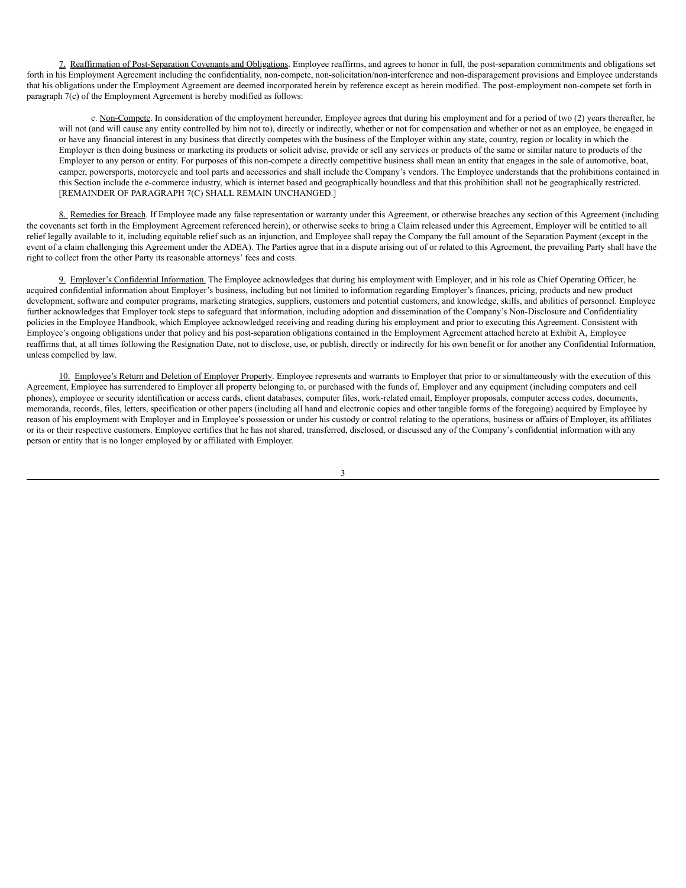7. Reaffirmation of Post-Separation Covenants and Obligations. Employee reaffirms, and agrees to honor in full, the post-separation commitments and obligations set forth in his Employment Agreement including the confidentiality, non-compete, non-solicitation/non-interference and non-disparagement provisions and Employee understands that his obligations under the Employment Agreement are deemed incorporated herein by reference except as herein modified. The post-employment non-compete set forth in paragraph 7(c) of the Employment Agreement is hereby modified as follows:

> c. Non-Compete. In consideration of the employment hereunder, Employee agrees that during his employment and for a period of two (2) years thereafter, he will not (and will cause any entity controlled by him not to), directly or indirectly, whether or not for compensation and whether or not as an employee, be engaged in or have any financial interest in any business that directly competes with the business of the Employer within any state, country, region or locality in which the Employer is then doing business or marketing its products or solicit advise, provide or sell any services or products of the same or similar nature to products of the Employer to any person or entity. For purposes of this non-compete a directly competitive business shall mean an entity that engages in the sale of automotive, boat, camper, powersports, motorcycle and tool parts and accessories and shall include the Company's vendors. The Employee understands that the prohibitions contained in this Section include the e-commerce industry, which is internet based and geographically boundless and that this prohibition shall not be geographically restricted. [REMAINDER OF PARAGRAPH 7(C) SHALL REMAIN UNCHANGED.]

8. Remedies for Breach. If Employee made any false representation or warranty under this Agreement, or otherwise breaches any section of this Agreement (including the covenants set forth in the Employment Agreement referenced herein), or otherwise seeks to bring a Claim released under this Agreement, Employer will be entitled to all relief legally available to it, including equitable relief such as an injunction, and Employee shall repay the Company the full amount of the Separation Payment (except in the event of a claim challenging this Agreement under the ADEA). The Parties agree that in a dispute arising out of or related to this Agreement, the prevailing Party shall have the right to collect from the other Party its reasonable attorneys' fees and costs.

9. Employer's Confidential Information. The Employee acknowledges that during his employment with Employer, and in his role as Chief Operating Officer, he acquired confidential information about Employer's business, including but not limited to information regarding Employer's finances, pricing, products and new product development, software and computer programs, marketing strategies, suppliers, customers and potential customers, and knowledge, skills, and abilities of personnel. Employee further acknowledges that Employer took steps to safeguard that information, including adoption and dissemination of the Company's Non-Disclosure and Confidentiality policies in the Employee Handbook, which Employee acknowledged receiving and reading during his employment and prior to executing this Agreement. Consistent with Employee's ongoing obligations under that policy and his post-separation obligations contained in the Employment Agreement attached hereto at Exhibit A, Employee reaffirms that, at all times following the Resignation Date, not to disclose, use, or publish, directly or indirectly for his own benefit or for another any Confidential Information, unless compelled by law.

10. Employee's Return and Deletion of Employer Property. Employee represents and warrants to Employer that prior to or simultaneously with the execution of this Agreement, Employee has surrendered to Employer all property belonging to, or purchased with the funds of, Employer and any equipment (including computers and cell phones), employee or security identification or access cards, client databases, computer files, work-related email, Employer proposals, computer access codes, documents, memoranda, records, files, letters, specification or other papers (including all hand and electronic copies and other tangible forms of the foregoing) acquired by Employee by reason of his employment with Employer and in Employee's possession or under his custody or control relating to the operations, business or affairs of Employer, its affiliates or its or their respective customers. Employee certifies that he has not shared, transferred, disclosed, or discussed any of the Company's confidential information with any person or entity that is no longer employed by or affiliated with Employer.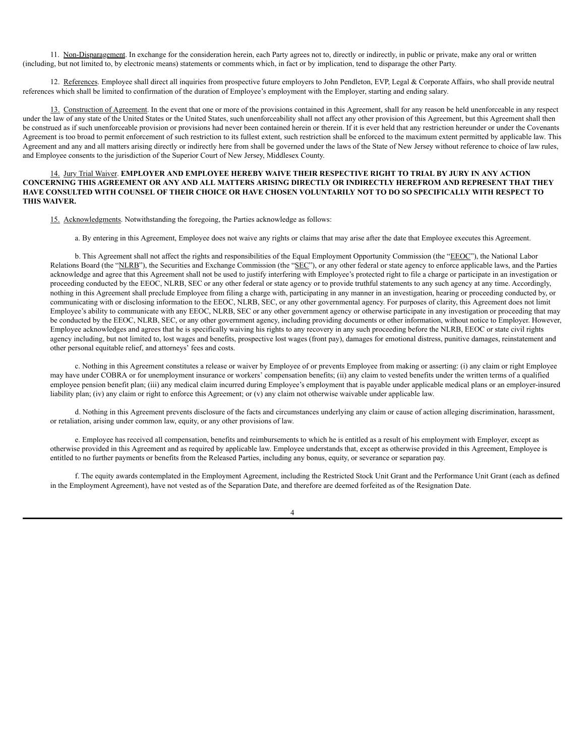11. Non-Disparagement. In exchange for the consideration herein, each Party agrees not to, directly or indirectly, in public or private, make any oral or written (including, but not limited to, by electronic means) statements or comments which, in fact or by implication, tend to disparage the other Party.

12. References. Employee shall direct all inquiries from prospective future employers to John Pendleton, EVP, Legal & Corporate Affairs, who shall provide neutral references which shall be limited to confirmation of the duration of Employee's employment with the Employer, starting and ending salary.

13. Construction of Agreement. In the event that one or more of the provisions contained in this Agreement, shall for any reason be held unenforceable in any respect under the law of any state of the United States or the United States, such unenforceability shall not affect any other provision of this Agreement, but this Agreement shall then be construed as if such unenforceable provision or provisions had never been contained herein or therein. If it is ever held that any restriction hereunder or under the Covenants Agreement is too broad to permit enforcement of such restriction to its fullest extent, such restriction shall be enforced to the maximum extent permitted by applicable law. This Agreement and any and all matters arising directly or indirectly here from shall be governed under the laws of the State of New Jersey without reference to choice of law rules, and Employee consents to the jurisdiction of the Superior Court of New Jersey, Middlesex County.

14. Jury Trial Waiver. **EMPLOYER AND EMPLOYEE HEREBY WAIVE THEIR RESPECTIVE RIGHT TO TRIAL BY JURY IN ANY ACTION CONCERNING THIS AGREEMENT OR ANY AND ALL MATTERS ARISING DIRECTLY OR INDIRECTLY HEREFROM AND REPRESENT THAT THEY HAVE CONSULTED WITH COUNSEL OF THEIR CHOICE OR HAVE CHOSEN VOLUNTARILY NOT TO DO SO SPECIFICALLY WITH RESPECT TO THIS WAIVER.**

15. Acknowledgments. Notwithstanding the foregoing, the Parties acknowledge as follows:

a. By entering in this Agreement, Employee does not waive any rights or claims that may arise after the date that Employee executes this Agreement.

b. This Agreement shall not affect the rights and responsibilities of the Equal Employment Opportunity Commission (the "EEOC"), the National Labor Relations Board (the "NLRB"), the Securities and Exchange Commission (the "SEC"), or any other federal or state agency to enforce applicable laws, and the Parties acknowledge and agree that this Agreement shall not be used to justify interfering with Employee's protected right to file a charge or participate in an investigation or proceeding conducted by the EEOC, NLRB, SEC or any other federal or state agency or to provide truthful statements to any such agency at any time. Accordingly, nothing in this Agreement shall preclude Employee from filing a charge with, participating in any manner in an investigation, hearing or proceeding conducted by, or communicating with or disclosing information to the EEOC, NLRB, SEC, or any other governmental agency. For purposes of clarity, this Agreement does not limit Employee's ability to communicate with any EEOC, NLRB, SEC or any other government agency or otherwise participate in any investigation or proceeding that may be conducted by the EEOC, NLRB, SEC, or any other government agency, including providing documents or other information, without notice to Employer. However, Employee acknowledges and agrees that he is specifically waiving his rights to any recovery in any such proceeding before the NLRB, EEOC or state civil rights agency including, but not limited to, lost wages and benefits, prospective lost wages (front pay), damages for emotional distress, punitive damages, reinstatement and other personal equitable relief, and attorneys' fees and costs.

c. Nothing in this Agreement constitutes a release or waiver by Employee of or prevents Employee from making or asserting: (i) any claim or right Employee may have under COBRA or for unemployment insurance or workers' compensation benefits; (ii) any claim to vested benefits under the written terms of a qualified employee pension benefit plan; (iii) any medical claim incurred during Employee's employment that is payable under applicable medical plans or an employer-insured liability plan; (iv) any claim or right to enforce this Agreement; or (v) any claim not otherwise waivable under applicable law.

d. Nothing in this Agreement prevents disclosure of the facts and circumstances underlying any claim or cause of action alleging discrimination, harassment, or retaliation, arising under common law, equity, or any other provisions of law.

e. Employee has received all compensation, benefits and reimbursements to which he is entitled as a result of his employment with Employer, except as otherwise provided in this Agreement and as required by applicable law. Employee understands that, except as otherwise provided in this Agreement, Employee is entitled to no further payments or benefits from the Released Parties, including any bonus, equity, or severance or separation pay.

f. The equity awards contemplated in the Employment Agreement, including the Restricted Stock Unit Grant and the Performance Unit Grant (each as defined in the Employment Agreement), have not vested as of the Separation Date, and therefore are deemed forfeited as of the Resignation Date.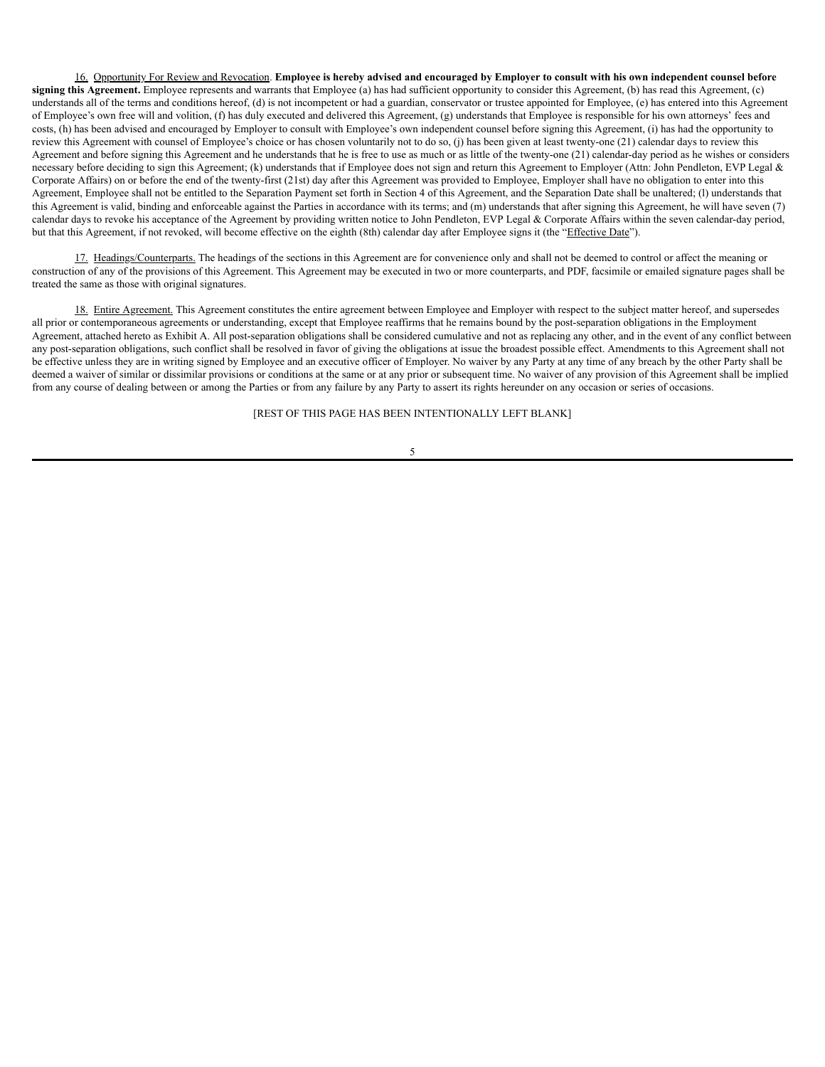16. Opportunity For Review and Revocation. **Employee is hereby advised and encouraged by Employer to consult with his own independent counsel before signing this Agreement.** Employee represents and warrants that Employee (a) has had sufficient opportunity to consider this Agreement, (b) has read this Agreement, (c) understands all of the terms and conditions hereof, (d) is not incompetent or had a guardian, conservator or trustee appointed for Employee, (e) has entered into this Agreement of Employee's own free will and volition, (f) has duly executed and delivered this Agreement, (g) understands that Employee is responsible for his own attorneys' fees and costs, (h) has been advised and encouraged by Employer to consult with Employee's own independent counsel before signing this Agreement, (i) has had the opportunity to review this Agreement with counsel of Employee's choice or has chosen voluntarily not to do so, (j) has been given at least twenty-one (21) calendar days to review this Agreement and before signing this Agreement and he understands that he is free to use as much or as little of the twenty-one (21) calendar-day period as he wishes or considers necessary before deciding to sign this Agreement; (k) understands that if Employee does not sign and return this Agreement to Employer (Attn: John Pendleton, EVP Legal & Corporate Affairs) on or before the end of the twenty-first (21st) day after this Agreement was provided to Employee, Employer shall have no obligation to enter into this Agreement, Employee shall not be entitled to the Separation Payment set forth in Section 4 of this Agreement, and the Separation Date shall be unaltered; (l) understands that this Agreement is valid, binding and enforceable against the Parties in accordance with its terms; and (m) understands that after signing this Agreement, he will have seven (7) calendar days to revoke his acceptance of the Agreement by providing written notice to John Pendleton, EVP Legal & Corporate Affairs within the seven calendar-day period, but that this Agreement, if not revoked, will become effective on the eighth (8th) calendar day after Employee signs it (the "Effective Date").

17. Headings/Counterparts. The headings of the sections in this Agreement are for convenience only and shall not be deemed to control or affect the meaning or construction of any of the provisions of this Agreement. This Agreement may be executed in two or more counterparts, and PDF, facsimile or emailed signature pages shall be treated the same as those with original signatures.

18. Entire Agreement. This Agreement constitutes the entire agreement between Employee and Employer with respect to the subject matter hereof, and supersedes all prior or contemporaneous agreements or understanding, except that Employee reaffirms that he remains bound by the post-separation obligations in the Employment Agreement, attached hereto as Exhibit A. All post-separation obligations shall be considered cumulative and not as replacing any other, and in the event of any conflict between any post-separation obligations, such conflict shall be resolved in favor of giving the obligations at issue the broadest possible effect. Amendments to this Agreement shall not be effective unless they are in writing signed by Employee and an executive officer of Employer. No waiver by any Party at any time of any breach by the other Party shall be deemed a waiver of similar or dissimilar provisions or conditions at the same or at any prior or subsequent time. No waiver of any provision of this Agreement shall be implied from any course of dealing between or among the Parties or from any failure by any Party to assert its rights hereunder on any occasion or series of occasions.

[REST OF THIS PAGE HAS BEEN INTENTIONALLY LEFT BLANK]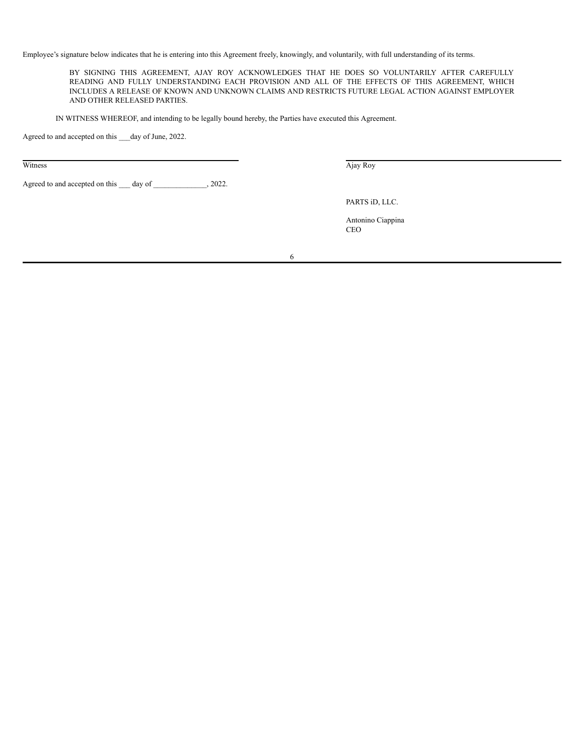Employee's signature below indicates that he is entering into this Agreement freely, knowingly, and voluntarily, with full understanding of its terms.

> BY SIGNING THIS AGREEMENT, AJAY ROY ACKNOWLEDGES THAT HE DOES SO VOLUNTARILY AFTER CAREFULLY READING AND FULLY UNDERSTANDING EACH PROVISION AND ALL OF THE EFFECTS OF THIS AGREEMENT, WHICH INCLUDES A RELEASE OF KNOWN AND UNKNOWN CLAIMS AND RESTRICTS FUTURE LEGAL ACTION AGAINST EMPLOYER AND OTHER RELEASED PARTIES.

IN WITNESS WHEREOF, and intending to be legally bound hereby, the Parties have executed this Agreement.

Agreed to and accepted on this ___day of June, 2022.

| | |
|---|---|
| ______________________________ | ______________________________ |
| Witness | Ajay Roy |

Agreed to and accepted on this ___ day of _____________, 2022.

PARTS iD, LLC.

Antonino Ciappina
CEO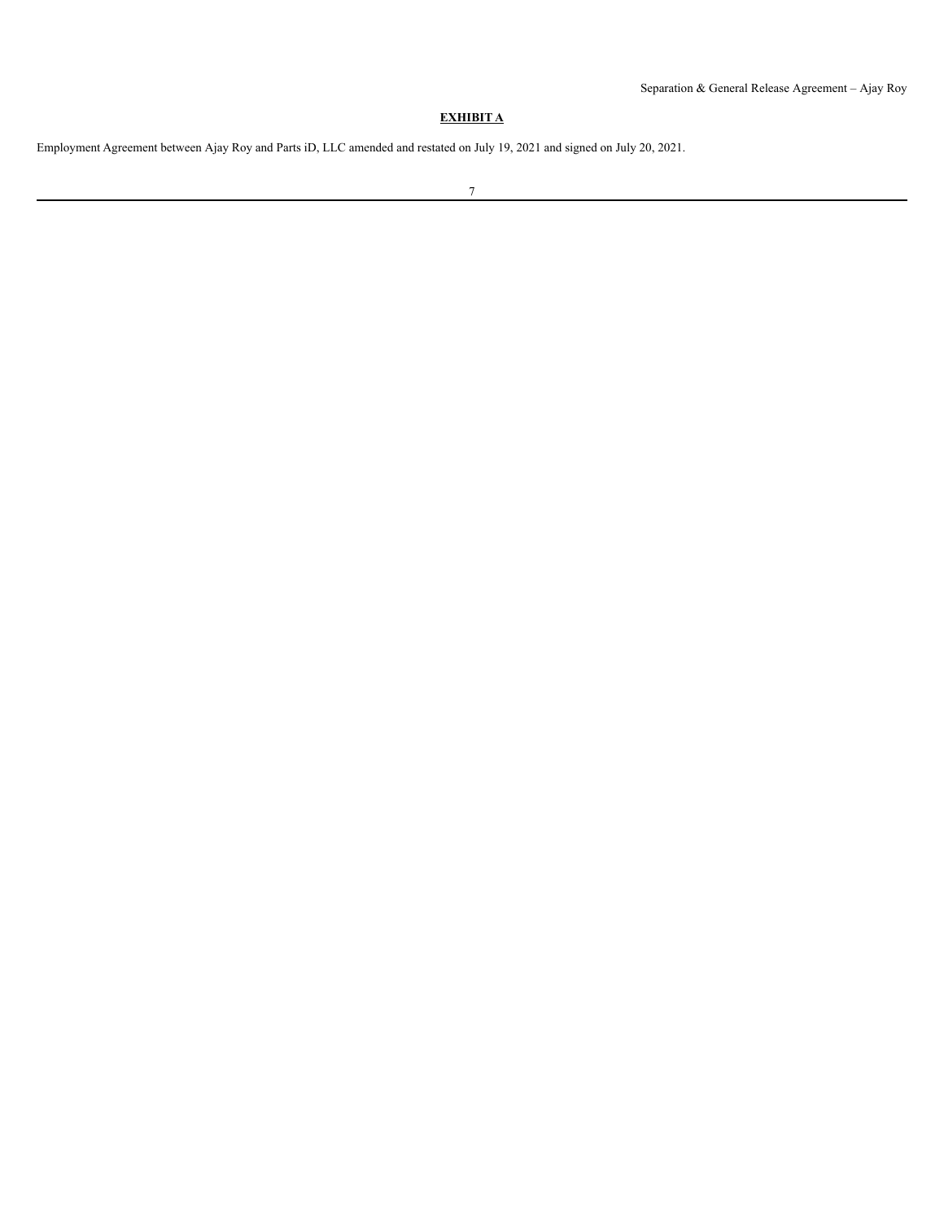**EXHIBIT A**

Employment Agreement between Ajay Roy and Parts iD, LLC amended and restated on July 19, 2021 and signed on July 20, 2021.